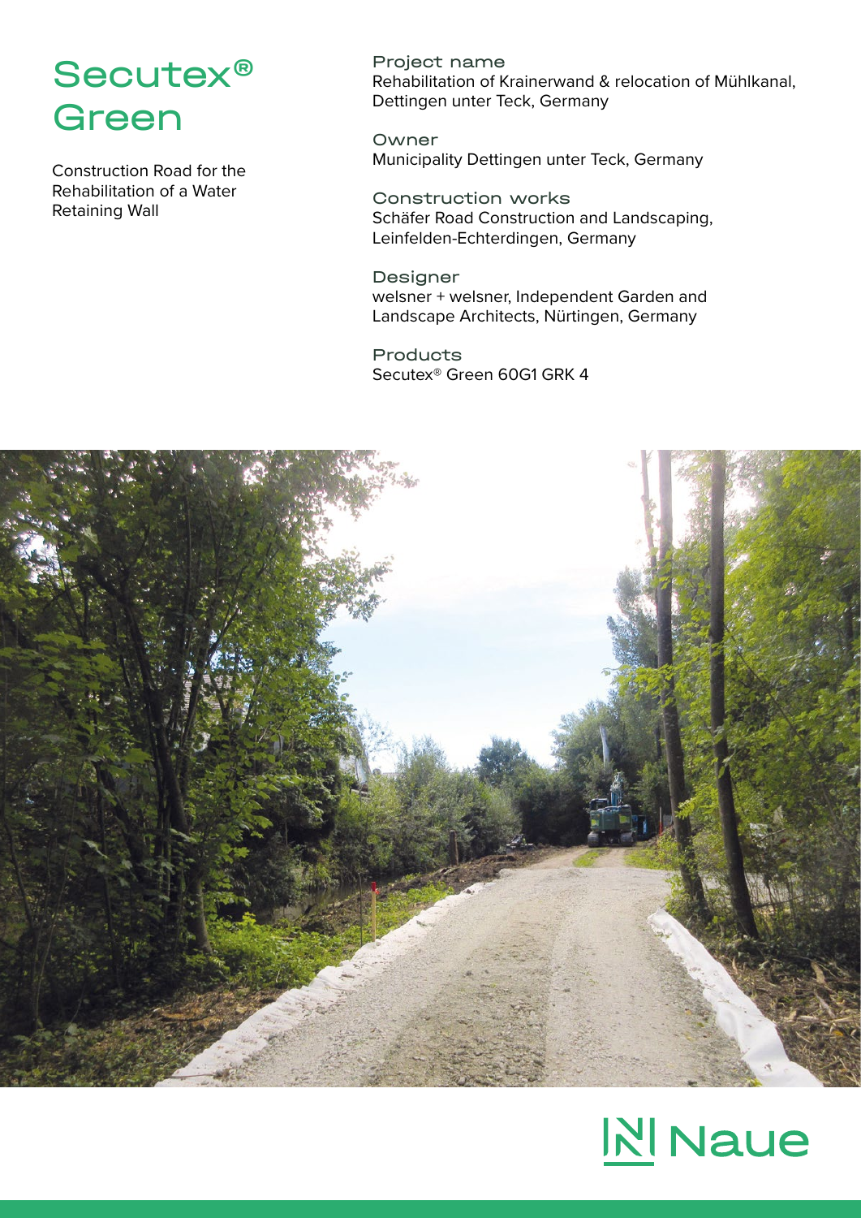# Secutex® Green

Construction Road for the Rehabilitation of a Water Retaining Wall

**Project name**
Rehabilitation of Krainerwand & relocation of Mühlkanal, Dettingen unter Teck, Germany

**Owner**
Municipality Dettingen unter Teck, Germany

**Construction works**
Schäfer Road Construction and Landscaping, Leinfelden-Echterdingen, Germany

**Designer**
welsner + welsner, Independent Garden and Landscape Architects, Nürtingen, Germany

**Products**
Secutex® Green 60G1 GRK 4

Naue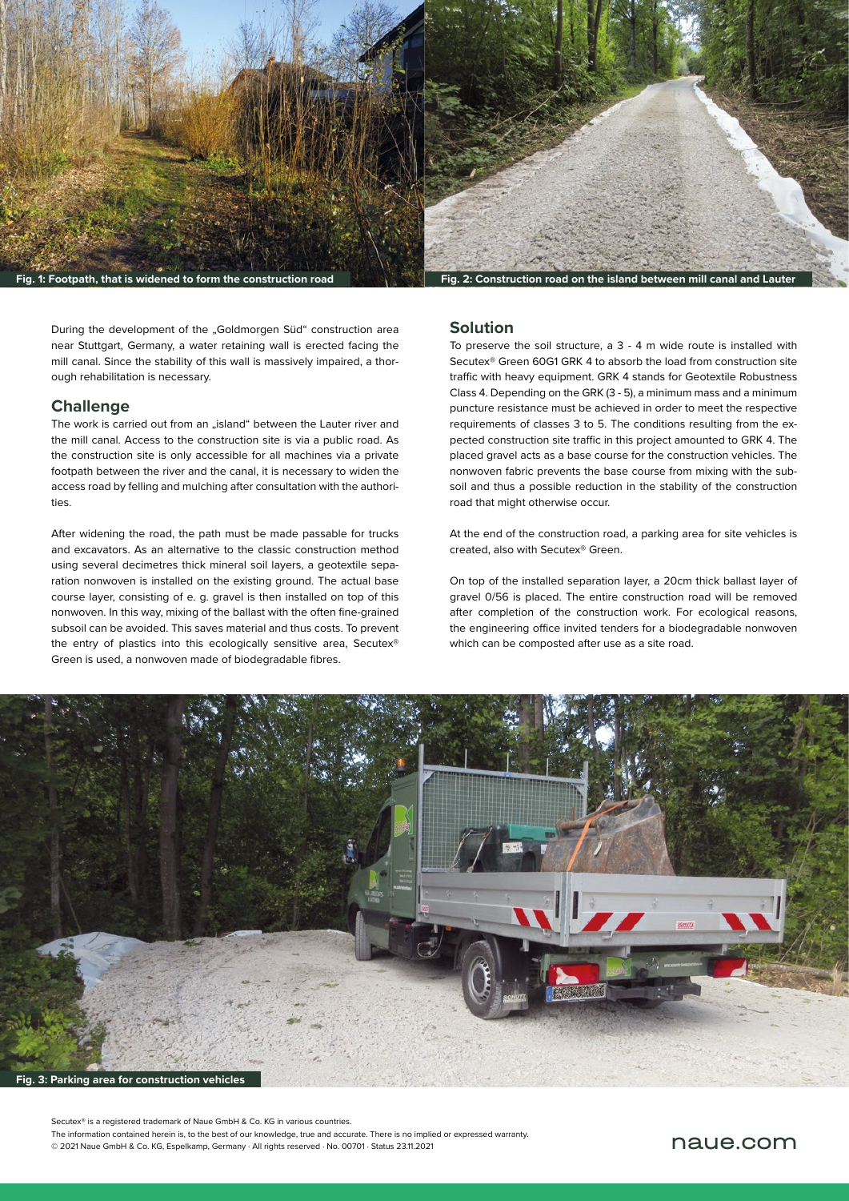Fig. 1: Footpath, that is widened to form the construction road

Fig. 2: Construction road on the island between mill canal and Lauter

During the development of the „Goldmorgen Süd" construction area near Stuttgart, Germany, a water retaining wall is erected facing the mill canal. Since the stability of this wall is massively impaired, a thorough rehabilitation is necessary.

## Challenge

The work is carried out from an „island" between the Lauter river and the mill canal. Access to the construction site is via a public road. As the construction site is only accessible for all machines via a private footpath between the river and the canal, it is necessary to widen the access road by felling and mulching after consultation with the authorities.

After widening the road, the path must be made passable for trucks and excavators. As an alternative to the classic construction method using several decimetres thick mineral soil layers, a geotextile separation nonwoven is installed on the existing ground. The actual base course layer, consisting of e. g. gravel is then installed on top of this nonwoven. In this way, mixing of the ballast with the often fine-grained subsoil can be avoided. This saves material and thus costs. To prevent the entry of plastics into this ecologically sensitive area, Secutex® Green is used, a nonwoven made of biodegradable fibres.

## Solution

To preserve the soil structure, a 3 - 4 m wide route is installed with Secutex® Green 60G1 GRK 4 to absorb the load from construction site traffic with heavy equipment. GRK 4 stands for Geotextile Robustness Class 4. Depending on the GRK (3 - 5), a minimum mass and a minimum puncture resistance must be achieved in order to meet the respective requirements of classes 3 to 5. The conditions resulting from the expected construction site traffic in this project amounted to GRK 4. The placed gravel acts as a base course for the construction vehicles. The nonwoven fabric prevents the base course from mixing with the subsoil and thus a possible reduction in the stability of the construction road that might otherwise occur.

At the end of the construction road, a parking area for site vehicles is created, also with Secutex® Green.

On top of the installed separation layer, a 20cm thick ballast layer of gravel 0/56 is placed. The entire construction road will be removed after completion of the construction work. For ecological reasons, the engineering office invited tenders for a biodegradable nonwoven which can be composted after use as a site road.

Fig. 3: Parking area for construction vehicles

Secutex® is a registered trademark of Naue GmbH & Co. KG in various countries.
The information contained herein is, to the best of our knowledge, true and accurate. There is no implied or expressed warranty.
© 2021 Naue GmbH & Co. KG, Espelkamp, Germany · All rights reserved · No. 00701 · Status 23.11.2021

naue.com